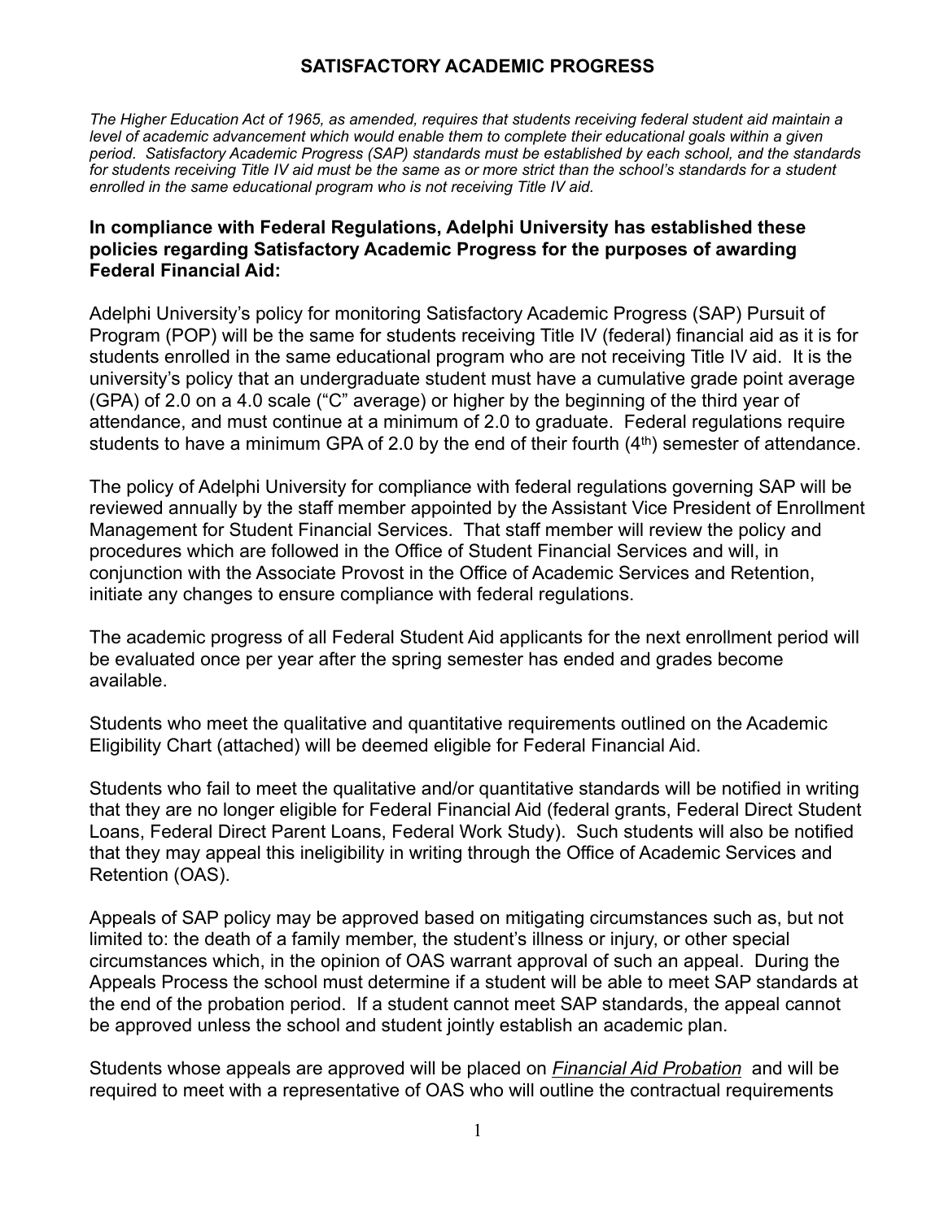# SATISFACTORY ACADEMIC PROGRESS

*The Higher Education Act of 1965, as amended, requires that students receiving federal student aid maintain a level of academic advancement which would enable them to complete their educational goals within a given period. Satisfactory Academic Progress (SAP) standards must be established by each school, and the standards for students receiving Title IV aid must be the same as or more strict than the school's standards for a student enrolled in the same educational program who is not receiving Title IV aid.*

**In compliance with Federal Regulations, Adelphi University has established these policies regarding Satisfactory Academic Progress for the purposes of awarding Federal Financial Aid:**

Adelphi University's policy for monitoring Satisfactory Academic Progress (SAP) Pursuit of Program (POP) will be the same for students receiving Title IV (federal) financial aid as it is for students enrolled in the same educational program who are not receiving Title IV aid. It is the university's policy that an undergraduate student must have a cumulative grade point average (GPA) of 2.0 on a 4.0 scale ("C" average) or higher by the beginning of the third year of attendance, and must continue at a minimum of 2.0 to graduate. Federal regulations require students to have a minimum GPA of 2.0 by the end of their fourth (4th) semester of attendance.

The policy of Adelphi University for compliance with federal regulations governing SAP will be reviewed annually by the staff member appointed by the Assistant Vice President of Enrollment Management for Student Financial Services. That staff member will review the policy and procedures which are followed in the Office of Student Financial Services and will, in conjunction with the Associate Provost in the Office of Academic Services and Retention, initiate any changes to ensure compliance with federal regulations.

The academic progress of all Federal Student Aid applicants for the next enrollment period will be evaluated once per year after the spring semester has ended and grades become available.

Students who meet the qualitative and quantitative requirements outlined on the Academic Eligibility Chart (attached) will be deemed eligible for Federal Financial Aid.

Students who fail to meet the qualitative and/or quantitative standards will be notified in writing that they are no longer eligible for Federal Financial Aid (federal grants, Federal Direct Student Loans, Federal Direct Parent Loans, Federal Work Study). Such students will also be notified that they may appeal this ineligibility in writing through the Office of Academic Services and Retention (OAS).

Appeals of SAP policy may be approved based on mitigating circumstances such as, but not limited to: the death of a family member, the student's illness or injury, or other special circumstances which, in the opinion of OAS warrant approval of such an appeal. During the Appeals Process the school must determine if a student will be able to meet SAP standards at the end of the probation period. If a student cannot meet SAP standards, the appeal cannot be approved unless the school and student jointly establish an academic plan.

Students whose appeals are approved will be placed on ***Financial Aid Probation*** and will be required to meet with a representative of OAS who will outline the contractual requirements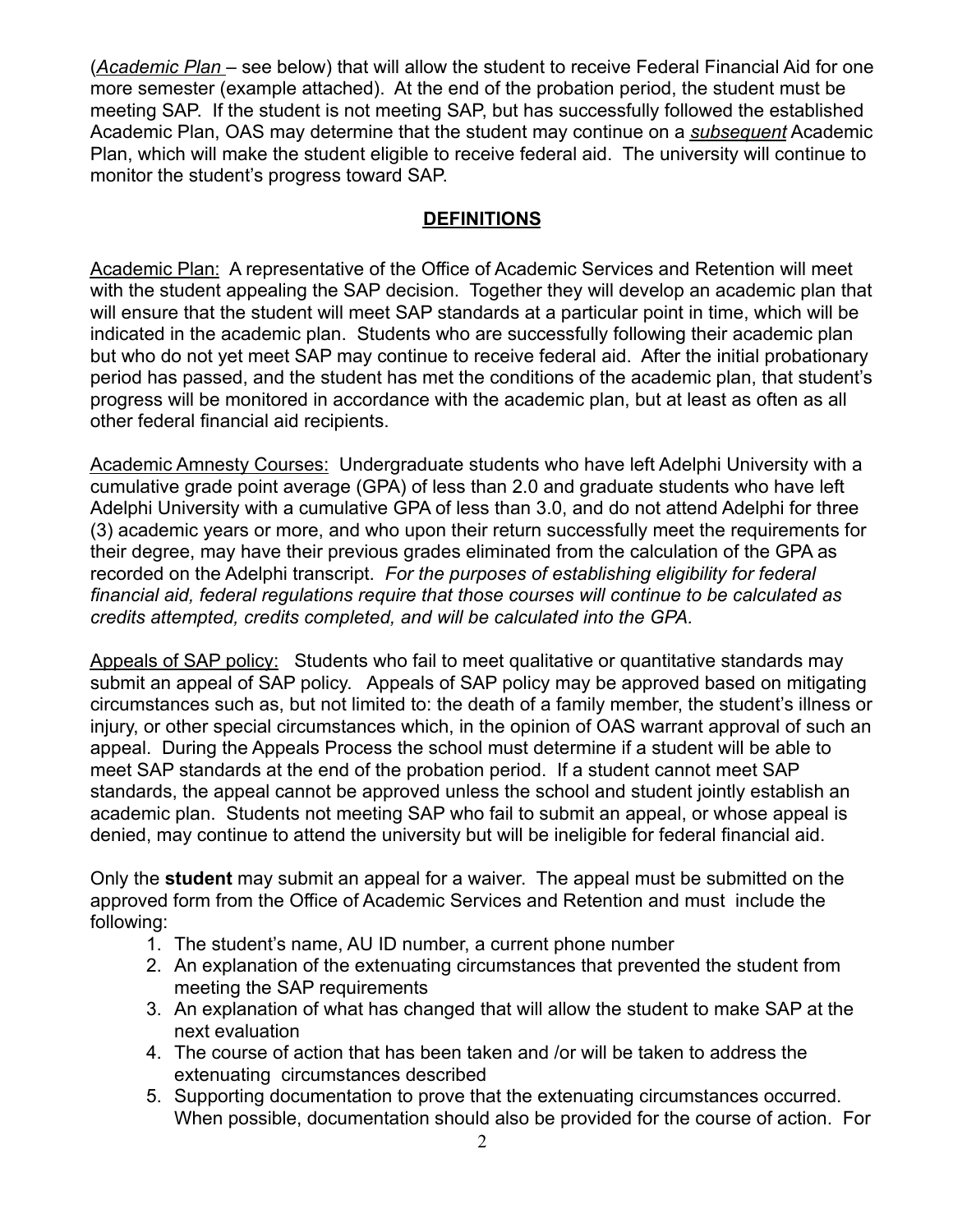(*Academic Plan* – see below) that will allow the student to receive Federal Financial Aid for one more semester (example attached). At the end of the probation period, the student must be meeting SAP. If the student is not meeting SAP, but has successfully followed the established Academic Plan, OAS may determine that the student may continue on a ***subsequent*** Academic Plan, which will make the student eligible to receive federal aid. The university will continue to monitor the student's progress toward SAP.

## DEFINITIONS

Academic Plan: A representative of the Office of Academic Services and Retention will meet with the student appealing the SAP decision. Together they will develop an academic plan that will ensure that the student will meet SAP standards at a particular point in time, which will be indicated in the academic plan. Students who are successfully following their academic plan but who do not yet meet SAP may continue to receive federal aid. After the initial probationary period has passed, and the student has met the conditions of the academic plan, that student's progress will be monitored in accordance with the academic plan, but at least as often as all other federal financial aid recipients.

Academic Amnesty Courses: Undergraduate students who have left Adelphi University with a cumulative grade point average (GPA) of less than 2.0 and graduate students who have left Adelphi University with a cumulative GPA of less than 3.0, and do not attend Adelphi for three (3) academic years or more, and who upon their return successfully meet the requirements for their degree, may have their previous grades eliminated from the calculation of the GPA as recorded on the Adelphi transcript. *For the purposes of establishing eligibility for federal financial aid, federal regulations require that those courses will continue to be calculated as credits attempted, credits completed, and will be calculated into the GPA.*

Appeals of SAP policy: Students who fail to meet qualitative or quantitative standards may submit an appeal of SAP policy. Appeals of SAP policy may be approved based on mitigating circumstances such as, but not limited to: the death of a family member, the student's illness or injury, or other special circumstances which, in the opinion of OAS warrant approval of such an appeal. During the Appeals Process the school must determine if a student will be able to meet SAP standards at the end of the probation period. If a student cannot meet SAP standards, the appeal cannot be approved unless the school and student jointly establish an academic plan. Students not meeting SAP who fail to submit an appeal, or whose appeal is denied, may continue to attend the university but will be ineligible for federal financial aid.

Only the **student** may submit an appeal for a waiver. The appeal must be submitted on the approved form from the Office of Academic Services and Retention and must include the following:

1. The student's name, AU ID number, a current phone number
2. An explanation of the extenuating circumstances that prevented the student from meeting the SAP requirements
3. An explanation of what has changed that will allow the student to make SAP at the next evaluation
4. The course of action that has been taken and /or will be taken to address the extenuating circumstances described
5. Supporting documentation to prove that the extenuating circumstances occurred. When possible, documentation should also be provided for the course of action. For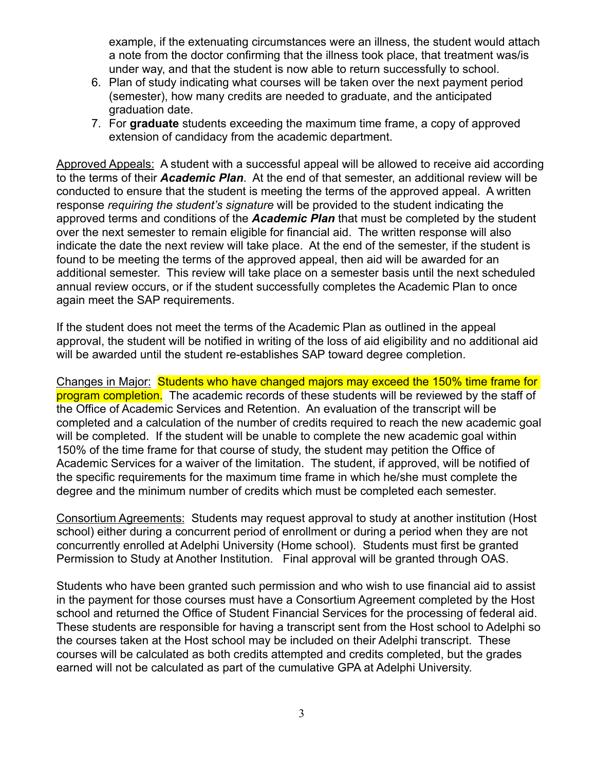example, if the extenuating circumstances were an illness, the student would attach a note from the doctor confirming that the illness took place, that treatment was/is under way, and that the student is now able to return successfully to school.

6. Plan of study indicating what courses will be taken over the next payment period (semester), how many credits are needed to graduate, and the anticipated graduation date.
7. For **graduate** students exceeding the maximum time frame, a copy of approved extension of candidacy from the academic department.

<u>Approved Appeals:</u> A student with a successful appeal will be allowed to receive aid according to the terms of their ***Academic Plan***. At the end of that semester, an additional review will be conducted to ensure that the student is meeting the terms of the approved appeal. A written response *requiring the student's signature* will be provided to the student indicating the approved terms and conditions of the ***Academic Plan*** that must be completed by the student over the next semester to remain eligible for financial aid. The written response will also indicate the date the next review will take place. At the end of the semester, if the student is found to be meeting the terms of the approved appeal, then aid will be awarded for an additional semester. This review will take place on a semester basis until the next scheduled annual review occurs, or if the student successfully completes the Academic Plan to once again meet the SAP requirements.

If the student does not meet the terms of the Academic Plan as outlined in the appeal approval, the student will be notified in writing of the loss of aid eligibility and no additional aid will be awarded until the student re-establishes SAP toward degree completion.

<u>Changes in Major:</u> Students who have changed majors may exceed the 150% time frame for program completion. The academic records of these students will be reviewed by the staff of the Office of Academic Services and Retention. An evaluation of the transcript will be completed and a calculation of the number of credits required to reach the new academic goal will be completed. If the student will be unable to complete the new academic goal within 150% of the time frame for that course of study, the student may petition the Office of Academic Services for a waiver of the limitation. The student, if approved, will be notified of the specific requirements for the maximum time frame in which he/she must complete the degree and the minimum number of credits which must be completed each semester.

<u>Consortium Agreements:</u> Students may request approval to study at another institution (Host school) either during a concurrent period of enrollment or during a period when they are not concurrently enrolled at Adelphi University (Home school). Students must first be granted Permission to Study at Another Institution. Final approval will be granted through OAS.

Students who have been granted such permission and who wish to use financial aid to assist in the payment for those courses must have a Consortium Agreement completed by the Host school and returned the Office of Student Financial Services for the processing of federal aid. These students are responsible for having a transcript sent from the Host school to Adelphi so the courses taken at the Host school may be included on their Adelphi transcript. These courses will be calculated as both credits attempted and credits completed, but the grades earned will not be calculated as part of the cumulative GPA at Adelphi University.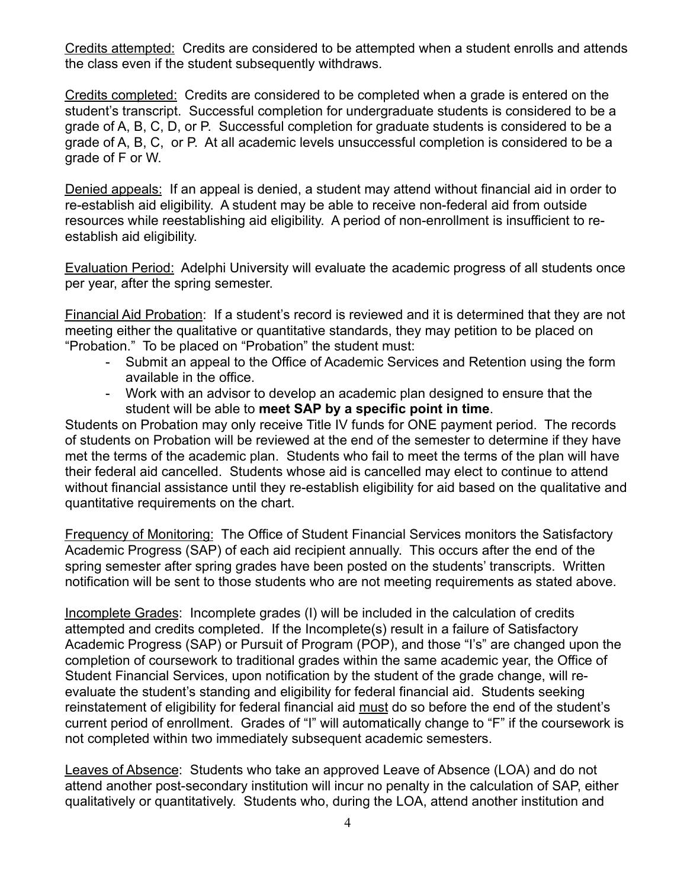Credits attempted: Credits are considered to be attempted when a student enrolls and attends the class even if the student subsequently withdraws.

Credits completed: Credits are considered to be completed when a grade is entered on the student's transcript. Successful completion for undergraduate students is considered to be a grade of A, B, C, D, or P. Successful completion for graduate students is considered to be a grade of A, B, C, or P. At all academic levels unsuccessful completion is considered to be a grade of F or W.

Denied appeals: If an appeal is denied, a student may attend without financial aid in order to re-establish aid eligibility. A student may be able to receive non-federal aid from outside resources while reestablishing aid eligibility. A period of non-enrollment is insufficient to re-establish aid eligibility.

Evaluation Period: Adelphi University will evaluate the academic progress of all students once per year, after the spring semester.

Financial Aid Probation: If a student's record is reviewed and it is determined that they are not meeting either the qualitative or quantitative standards, they may petition to be placed on "Probation." To be placed on "Probation" the student must:

- Submit an appeal to the Office of Academic Services and Retention using the form available in the office.
- Work with an advisor to develop an academic plan designed to ensure that the student will be able to **meet SAP by a specific point in time**.

Students on Probation may only receive Title IV funds for ONE payment period. The records of students on Probation will be reviewed at the end of the semester to determine if they have met the terms of the academic plan. Students who fail to meet the terms of the plan will have their federal aid cancelled. Students whose aid is cancelled may elect to continue to attend without financial assistance until they re-establish eligibility for aid based on the qualitative and quantitative requirements on the chart.

Frequency of Monitoring: The Office of Student Financial Services monitors the Satisfactory Academic Progress (SAP) of each aid recipient annually. This occurs after the end of the spring semester after spring grades have been posted on the students' transcripts. Written notification will be sent to those students who are not meeting requirements as stated above.

Incomplete Grades: Incomplete grades (I) will be included in the calculation of credits attempted and credits completed. If the Incomplete(s) result in a failure of Satisfactory Academic Progress (SAP) or Pursuit of Program (POP), and those "I's" are changed upon the completion of coursework to traditional grades within the same academic year, the Office of Student Financial Services, upon notification by the student of the grade change, will re-evaluate the student's standing and eligibility for federal financial aid. Students seeking reinstatement of eligibility for federal financial aid must do so before the end of the student's current period of enrollment. Grades of "I" will automatically change to "F" if the coursework is not completed within two immediately subsequent academic semesters.

Leaves of Absence: Students who take an approved Leave of Absence (LOA) and do not attend another post-secondary institution will incur no penalty in the calculation of SAP, either qualitatively or quantitatively. Students who, during the LOA, attend another institution and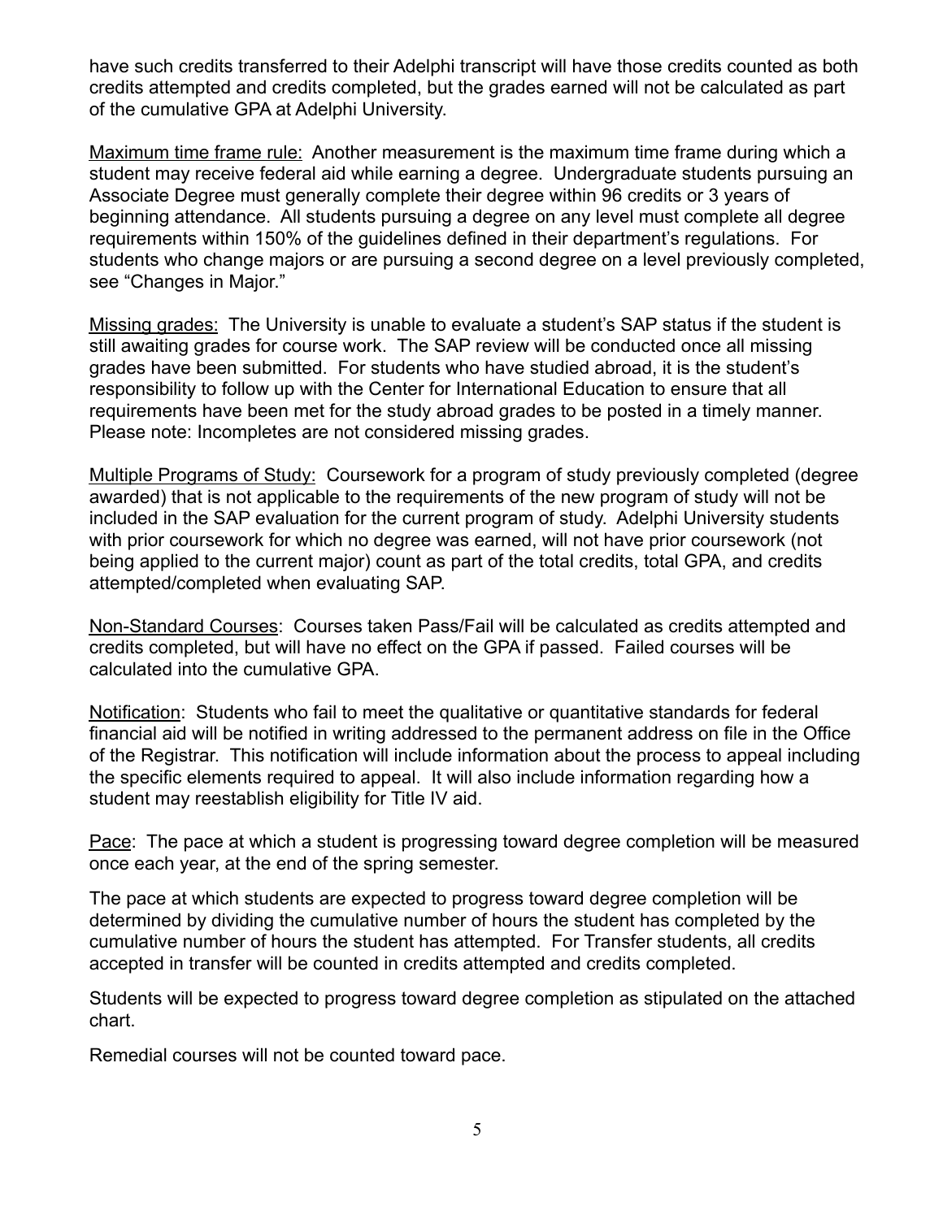have such credits transferred to their Adelphi transcript will have those credits counted as both credits attempted and credits completed, but the grades earned will not be calculated as part of the cumulative GPA at Adelphi University.

<u>Maximum time frame rule:</u> Another measurement is the maximum time frame during which a student may receive federal aid while earning a degree. Undergraduate students pursuing an Associate Degree must generally complete their degree within 96 credits or 3 years of beginning attendance. All students pursuing a degree on any level must complete all degree requirements within 150% of the guidelines defined in their department's regulations. For students who change majors or are pursuing a second degree on a level previously completed, see "Changes in Major."

<u>Missing grades:</u> The University is unable to evaluate a student's SAP status if the student is still awaiting grades for course work. The SAP review will be conducted once all missing grades have been submitted. For students who have studied abroad, it is the student's responsibility to follow up with the Center for International Education to ensure that all requirements have been met for the study abroad grades to be posted in a timely manner. Please note: Incompletes are not considered missing grades.

<u>Multiple Programs of Study:</u> Coursework for a program of study previously completed (degree awarded) that is not applicable to the requirements of the new program of study will not be included in the SAP evaluation for the current program of study. Adelphi University students with prior coursework for which no degree was earned, will not have prior coursework (not being applied to the current major) count as part of the total credits, total GPA, and credits attempted/completed when evaluating SAP.

<u>Non-Standard Courses</u>: Courses taken Pass/Fail will be calculated as credits attempted and credits completed, but will have no effect on the GPA if passed. Failed courses will be calculated into the cumulative GPA.

<u>Notification</u>: Students who fail to meet the qualitative or quantitative standards for federal financial aid will be notified in writing addressed to the permanent address on file in the Office of the Registrar. This notification will include information about the process to appeal including the specific elements required to appeal. It will also include information regarding how a student may reestablish eligibility for Title IV aid.

<u>Pace</u>: The pace at which a student is progressing toward degree completion will be measured once each year, at the end of the spring semester.

The pace at which students are expected to progress toward degree completion will be determined by dividing the cumulative number of hours the student has completed by the cumulative number of hours the student has attempted. For Transfer students, all credits accepted in transfer will be counted in credits attempted and credits completed.

Students will be expected to progress toward degree completion as stipulated on the attached chart.

Remedial courses will not be counted toward pace.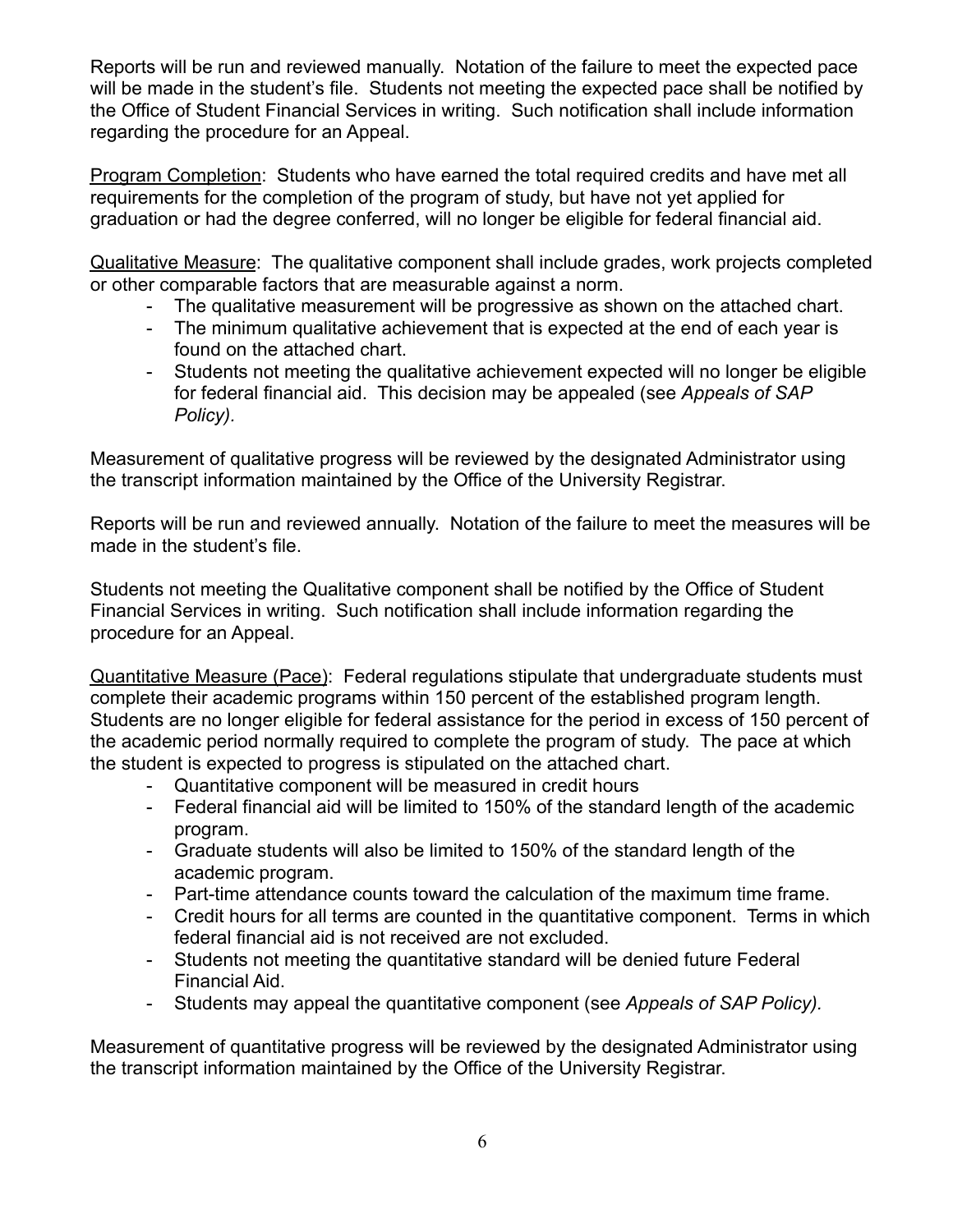Reports will be run and reviewed manually. Notation of the failure to meet the expected pace will be made in the student's file. Students not meeting the expected pace shall be notified by the Office of Student Financial Services in writing. Such notification shall include information regarding the procedure for an Appeal.

<u>Program Completion</u>: Students who have earned the total required credits and have met all requirements for the completion of the program of study, but have not yet applied for graduation or had the degree conferred, will no longer be eligible for federal financial aid.

<u>Qualitative Measure</u>: The qualitative component shall include grades, work projects completed or other comparable factors that are measurable against a norm.

- The qualitative measurement will be progressive as shown on the attached chart.
- The minimum qualitative achievement that is expected at the end of each year is found on the attached chart.
- Students not meeting the qualitative achievement expected will no longer be eligible for federal financial aid. This decision may be appealed (see *Appeals of SAP Policy).*

Measurement of qualitative progress will be reviewed by the designated Administrator using the transcript information maintained by the Office of the University Registrar.

Reports will be run and reviewed annually. Notation of the failure to meet the measures will be made in the student's file.

Students not meeting the Qualitative component shall be notified by the Office of Student Financial Services in writing. Such notification shall include information regarding the procedure for an Appeal.

<u>Quantitative Measure (Pace)</u>: Federal regulations stipulate that undergraduate students must complete their academic programs within 150 percent of the established program length. Students are no longer eligible for federal assistance for the period in excess of 150 percent of the academic period normally required to complete the program of study. The pace at which the student is expected to progress is stipulated on the attached chart.

- Quantitative component will be measured in credit hours
- Federal financial aid will be limited to 150% of the standard length of the academic program.
- Graduate students will also be limited to 150% of the standard length of the academic program.
- Part-time attendance counts toward the calculation of the maximum time frame.
- Credit hours for all terms are counted in the quantitative component. Terms in which federal financial aid is not received are not excluded.
- Students not meeting the quantitative standard will be denied future Federal Financial Aid.
- Students may appeal the quantitative component (see *Appeals of SAP Policy).*

Measurement of quantitative progress will be reviewed by the designated Administrator using the transcript information maintained by the Office of the University Registrar.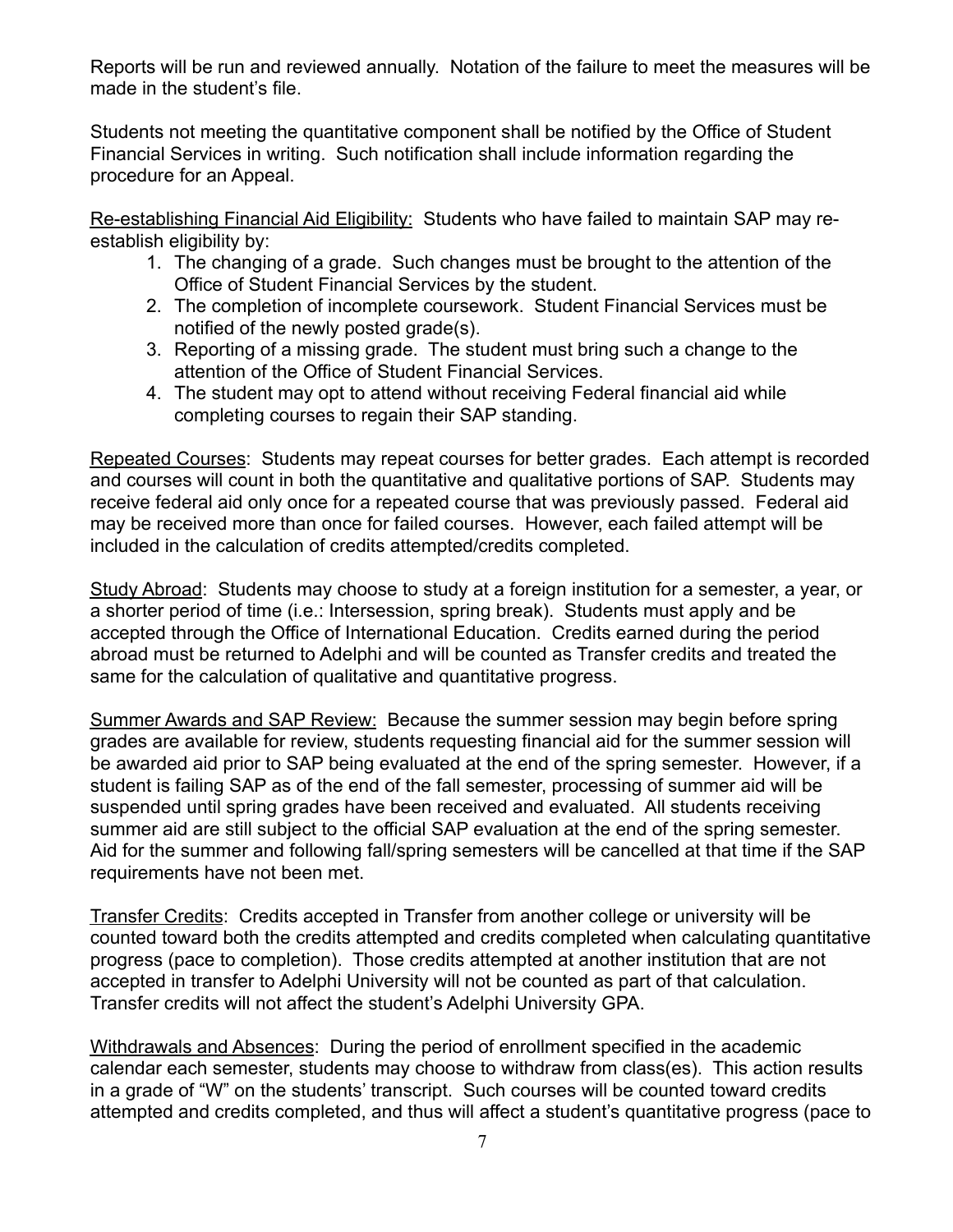Reports will be run and reviewed annually. Notation of the failure to meet the measures will be made in the student's file.

Students not meeting the quantitative component shall be notified by the Office of Student Financial Services in writing. Such notification shall include information regarding the procedure for an Appeal.

<u>Re-establishing Financial Aid Eligibility:</u> Students who have failed to maintain SAP may re-establish eligibility by:

1. The changing of a grade. Such changes must be brought to the attention of the Office of Student Financial Services by the student.
2. The completion of incomplete coursework. Student Financial Services must be notified of the newly posted grade(s).
3. Reporting of a missing grade. The student must bring such a change to the attention of the Office of Student Financial Services.
4. The student may opt to attend without receiving Federal financial aid while completing courses to regain their SAP standing.

<u>Repeated Courses</u>: Students may repeat courses for better grades. Each attempt is recorded and courses will count in both the quantitative and qualitative portions of SAP. Students may receive federal aid only once for a repeated course that was previously passed. Federal aid may be received more than once for failed courses. However, each failed attempt will be included in the calculation of credits attempted/credits completed.

<u>Study Abroad</u>: Students may choose to study at a foreign institution for a semester, a year, or a shorter period of time (i.e.: Intersession, spring break). Students must apply and be accepted through the Office of International Education. Credits earned during the period abroad must be returned to Adelphi and will be counted as Transfer credits and treated the same for the calculation of qualitative and quantitative progress.

<u>Summer Awards and SAP Review:</u> Because the summer session may begin before spring grades are available for review, students requesting financial aid for the summer session will be awarded aid prior to SAP being evaluated at the end of the spring semester. However, if a student is failing SAP as of the end of the fall semester, processing of summer aid will be suspended until spring grades have been received and evaluated. All students receiving summer aid are still subject to the official SAP evaluation at the end of the spring semester. Aid for the summer and following fall/spring semesters will be cancelled at that time if the SAP requirements have not been met.

<u>Transfer Credits</u>: Credits accepted in Transfer from another college or university will be counted toward both the credits attempted and credits completed when calculating quantitative progress (pace to completion). Those credits attempted at another institution that are not accepted in transfer to Adelphi University will not be counted as part of that calculation. Transfer credits will not affect the student's Adelphi University GPA.

<u>Withdrawals and Absences</u>: During the period of enrollment specified in the academic calendar each semester, students may choose to withdraw from class(es). This action results in a grade of "W" on the students' transcript. Such courses will be counted toward credits attempted and credits completed, and thus will affect a student's quantitative progress (pace to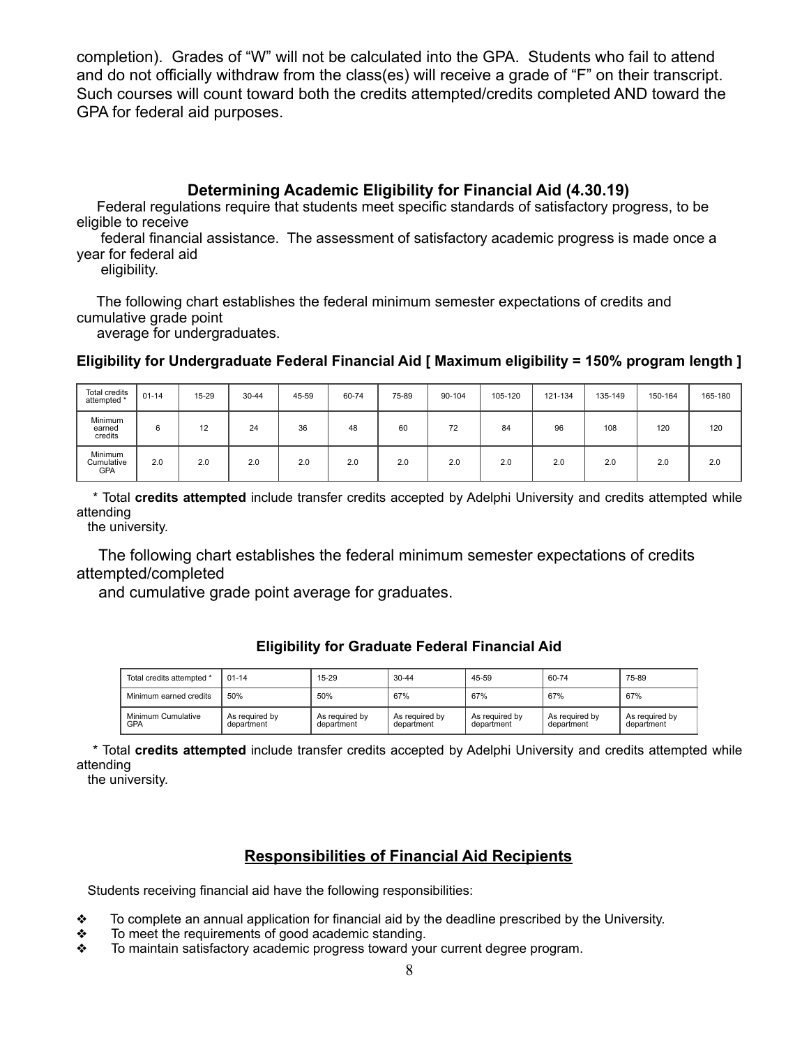completion). Grades of "W" will not be calculated into the GPA. Students who fail to attend and do not officially withdraw from the class(es) will receive a grade of "F" on their transcript. Such courses will count toward both the credits attempted/credits completed AND toward the GPA for federal aid purposes.

## Determining Academic Eligibility for Financial Aid (4.30.19)

Federal regulations require that students meet specific standards of satisfactory progress, to be eligible to receive federal financial assistance. The assessment of satisfactory academic progress is made once a year for federal aid eligibility.

The following chart establishes the federal minimum semester expectations of credits and cumulative grade point average for undergraduates.

**Eligibility for Undergraduate Federal Financial Aid [ Maximum eligibility = 150% program length ]**

| Total credits attempted * | 01-14 | 15-29 | 30-44 | 45-59 | 60-74 | 75-89 | 90-104 | 105-120 | 121-134 | 135-149 | 150-164 | 165-180 |
|---|---|---|---|---|---|---|---|---|---|---|---|---|
| Minimum earned credits | 6 | 12 | 24 | 36 | 48 | 60 | 72 | 84 | 96 | 108 | 120 | 120 |
| Minimum Cumulative GPA | 2.0 | 2.0 | 2.0 | 2.0 | 2.0 | 2.0 | 2.0 | 2.0 | 2.0 | 2.0 | 2.0 | 2.0 |

\* Total **credits attempted** include transfer credits accepted by Adelphi University and credits attempted while attending the university.

The following chart establishes the federal minimum semester expectations of credits attempted/completed and cumulative grade point average for graduates.

**Eligibility for Graduate Federal Financial Aid**

| Total credits attempted * | 01-14 | 15-29 | 30-44 | 45-59 | 60-74 | 75-89 |
|---|---|---|---|---|---|---|
| Minimum earned credits | 50% | 50% | 67% | 67% | 67% | 67% |
| Minimum Cumulative GPA | As required by department | As required by department | As required by department | As required by department | As required by department | As required by department |

\* Total **credits attempted** include transfer credits accepted by Adelphi University and credits attempted while attending the university.

## Responsibilities of Financial Aid Recipients

Students receiving financial aid have the following responsibilities:

- To complete an annual application for financial aid by the deadline prescribed by the University.
- To meet the requirements of good academic standing.
- To maintain satisfactory academic progress toward your current degree program.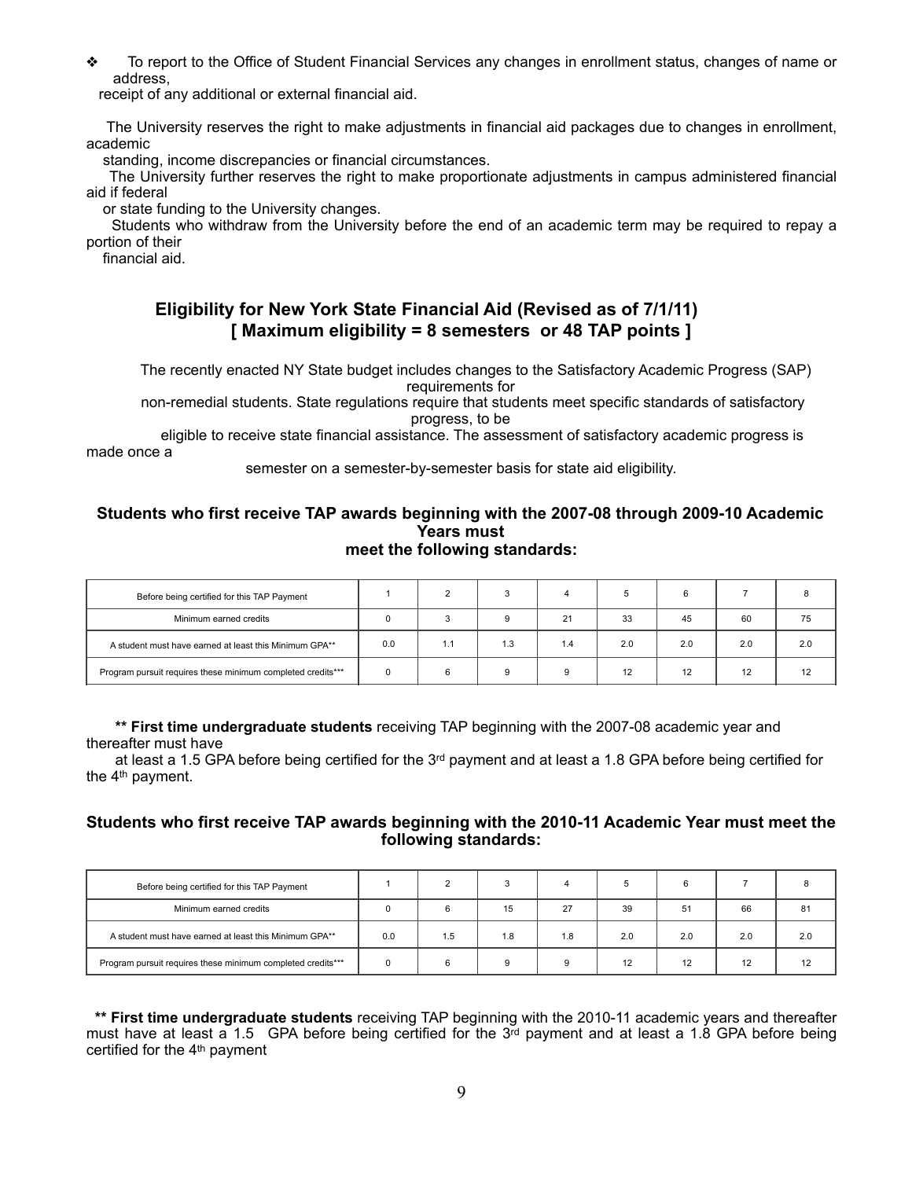- To report to the Office of Student Financial Services any changes in enrollment status, changes of name or address, receipt of any additional or external financial aid.

The University reserves the right to make adjustments in financial aid packages due to changes in enrollment, academic standing, income discrepancies or financial circumstances.

The University further reserves the right to make proportionate adjustments in campus administered financial aid if federal or state funding to the University changes.

Students who withdraw from the University before the end of an academic term may be required to repay a portion of their financial aid.

## Eligibility for New York State Financial Aid (Revised as of 7/1/11) [ Maximum eligibility = 8 semesters or 48 TAP points ]

The recently enacted NY State budget includes changes to the Satisfactory Academic Progress (SAP) requirements for non-remedial students. State regulations require that students meet specific standards of satisfactory progress, to be eligible to receive state financial assistance. The assessment of satisfactory academic progress is made once a semester on a semester-by-semester basis for state aid eligibility.

### Students who first receive TAP awards beginning with the 2007-08 through 2009-10 Academic Years must meet the following standards:

| Before being certified for this TAP Payment | 1 | 2 | 3 | 4 | 5 | 6 | 7 | 8 |
|---|---|---|---|---|---|---|---|---|
| Minimum earned credits | 0 | 3 | 9 | 21 | 33 | 45 | 60 | 75 |
| A student must have earned at least this Minimum GPA** | 0.0 | 1.1 | 1.3 | 1.4 | 2.0 | 2.0 | 2.0 | 2.0 |
| Program pursuit requires these minimum completed credits*** | 0 | 6 | 9 | 9 | 12 | 12 | 12 | 12 |

**** First time undergraduate students** receiving TAP beginning with the 2007-08 academic year and thereafter must have at least a 1.5 GPA before being certified for the 3rd payment and at least a 1.8 GPA before being certified for the 4th payment.

### Students who first receive TAP awards beginning with the 2010-11 Academic Year must meet the following standards:

| Before being certified for this TAP Payment | 1 | 2 | 3 | 4 | 5 | 6 | 7 | 8 |
|---|---|---|---|---|---|---|---|---|
| Minimum earned credits | 0 | 6 | 15 | 27 | 39 | 51 | 66 | 81 |
| A student must have earned at least this Minimum GPA** | 0.0 | 1.5 | 1.8 | 1.8 | 2.0 | 2.0 | 2.0 | 2.0 |
| Program pursuit requires these minimum completed credits*** | 0 | 6 | 9 | 9 | 12 | 12 | 12 | 12 |

**** First time undergraduate students** receiving TAP beginning with the 2010-11 academic years and thereafter must have at least a 1.5 GPA before being certified for the 3rd payment and at least a 1.8 GPA before being certified for the 4th payment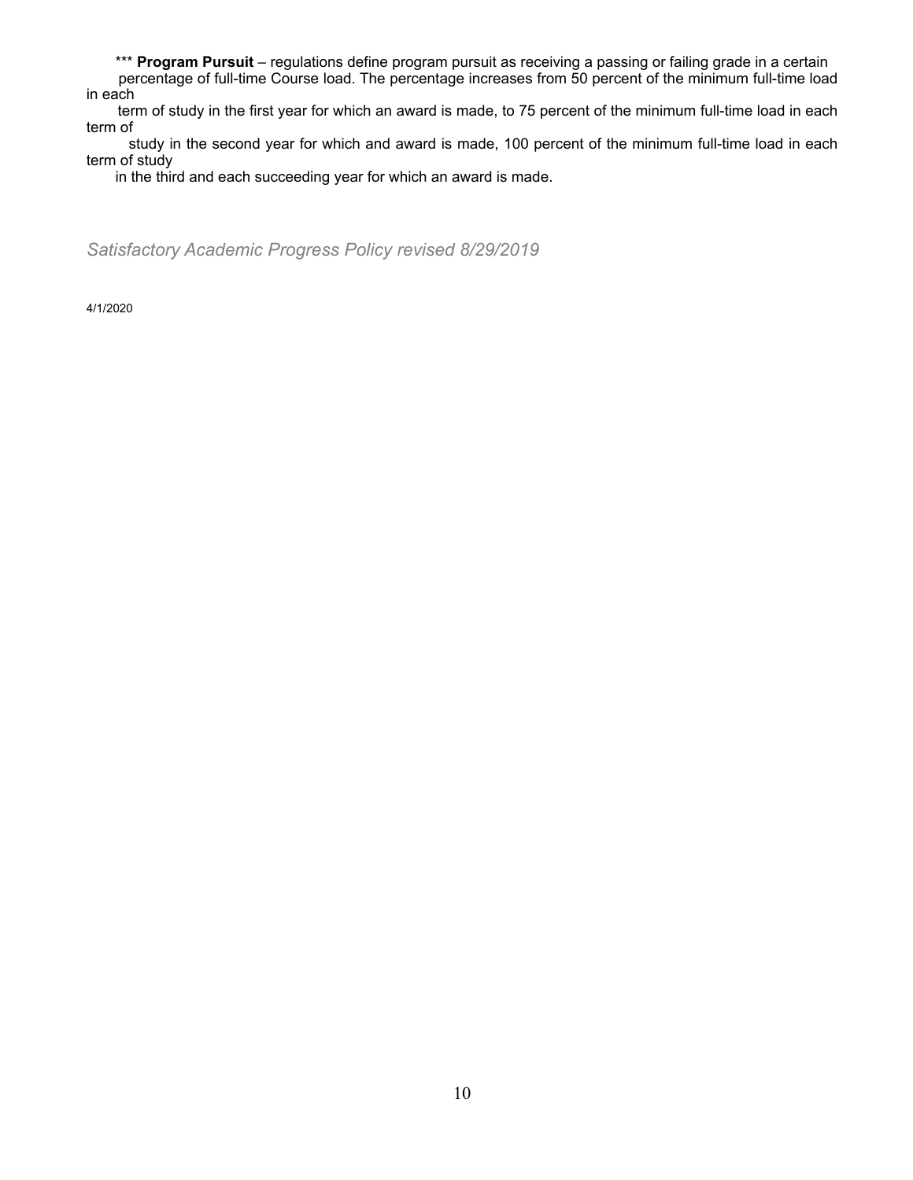*** **Program Pursuit** – regulations define program pursuit as receiving a passing or failing grade in a certain percentage of full-time Course load. The percentage increases from 50 percent of the minimum full-time load in each term of study in the first year for which an award is made, to 75 percent of the minimum full-time load in each term of study in the second year for which and award is made, 100 percent of the minimum full-time load in each term of study in the third and each succeeding year for which an award is made.

*Satisfactory Academic Progress Policy revised 8/29/2019*

4/1/2020